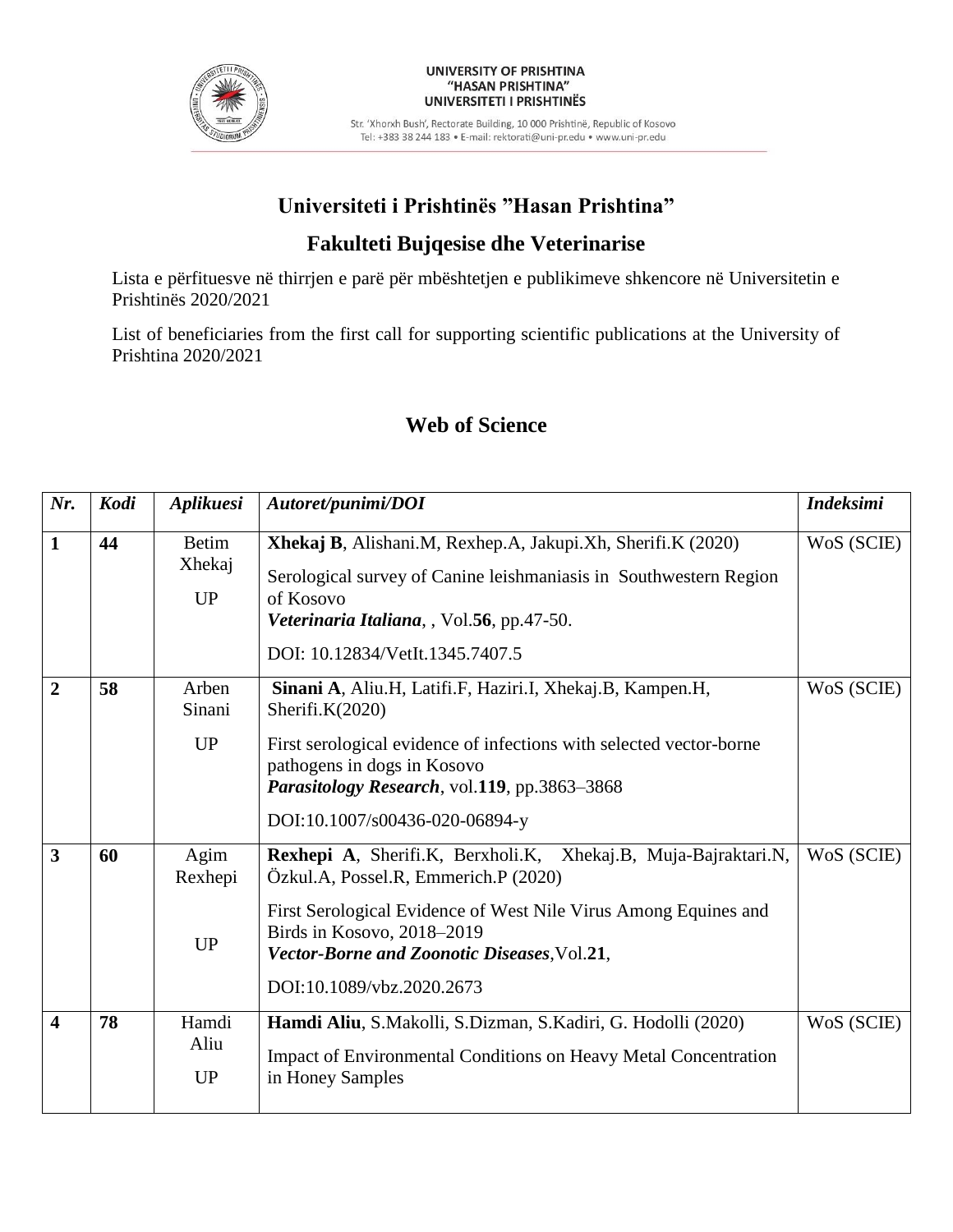UNIVERSITY OF PRISHTINA
"HASAN PRISHTINA"
UNIVERSITETI I PRISHTINËS

Str. 'Xhorxh Bush', Rectorate Building, 10 000 Prishtinë, Republic of Kosovo
Tel: +383 38 244 183 • E-mail: rektorati@uni-pr.edu • www.uni-pr.edu

## Universiteti i Prishtinës "Hasan Prishtina"

## Fakulteti Bujqesise dhe Veterinarise

Lista e përfituesve në thirrjen e parë për mbështetjen e publikimeve shkencore në Universitetin e Prishtinës 2020/2021

List of beneficiaries from the first call for supporting scientific publications at the University of Prishtina 2020/2021

## Web of Science

| *Nr.* | *Kodi* | *Aplikuesi* | *Autoret/punimi/DOI* | *Indeksimi* |
|---|---|---|---|---|
| **1** | **44** | Betim Xhekaj<br>UP | **Xhekaj B**, Alishani.M, Rexhep.A, Jakupi.Xh, Sherifi.K (2020)<br>Serological survey of Canine leishmaniasis in Southwestern Region of Kosovo<br>***Veterinaria Italiana***, , Vol.**56**, pp.47-50.<br>DOI: 10.12834/VetIt.1345.7407.5 | WoS (SCIE) |
| **2** | **58** | Arben Sinani<br>UP | **Sinani A**, Aliu.H, Latifi.F, Haziri.I, Xhekaj.B, Kampen.H, Sherifi.K(2020)<br>First serological evidence of infections with selected vector-borne pathogens in dogs in Kosovo<br>***Parasitology Research***, vol.**119**, pp.3863–3868<br>DOI:10.1007/s00436-020-06894-y | WoS (SCIE) |
| **3** | **60** | Agim Rexhepi<br>UP | **Rexhepi A**, Sherifi.K, Berxholi.K, Xhekaj.B, Muja-Bajraktari.N, Özkul.A, Possel.R, Emmerich.P (2020)<br>First Serological Evidence of West Nile Virus Among Equines and Birds in Kosovo, 2018–2019<br>***Vector-Borne and Zoonotic Diseases***,Vol.**21**,<br>DOI:10.1089/vbz.2020.2673 | WoS (SCIE) |
| **4** | **78** | Hamdi Aliu<br>UP | **Hamdi Aliu**, S.Makolli, S.Dizman, S.Kadiri, G. Hodolli (2020)<br>Impact of Environmental Conditions on Heavy Metal Concentration in Honey Samples | WoS (SCIE) |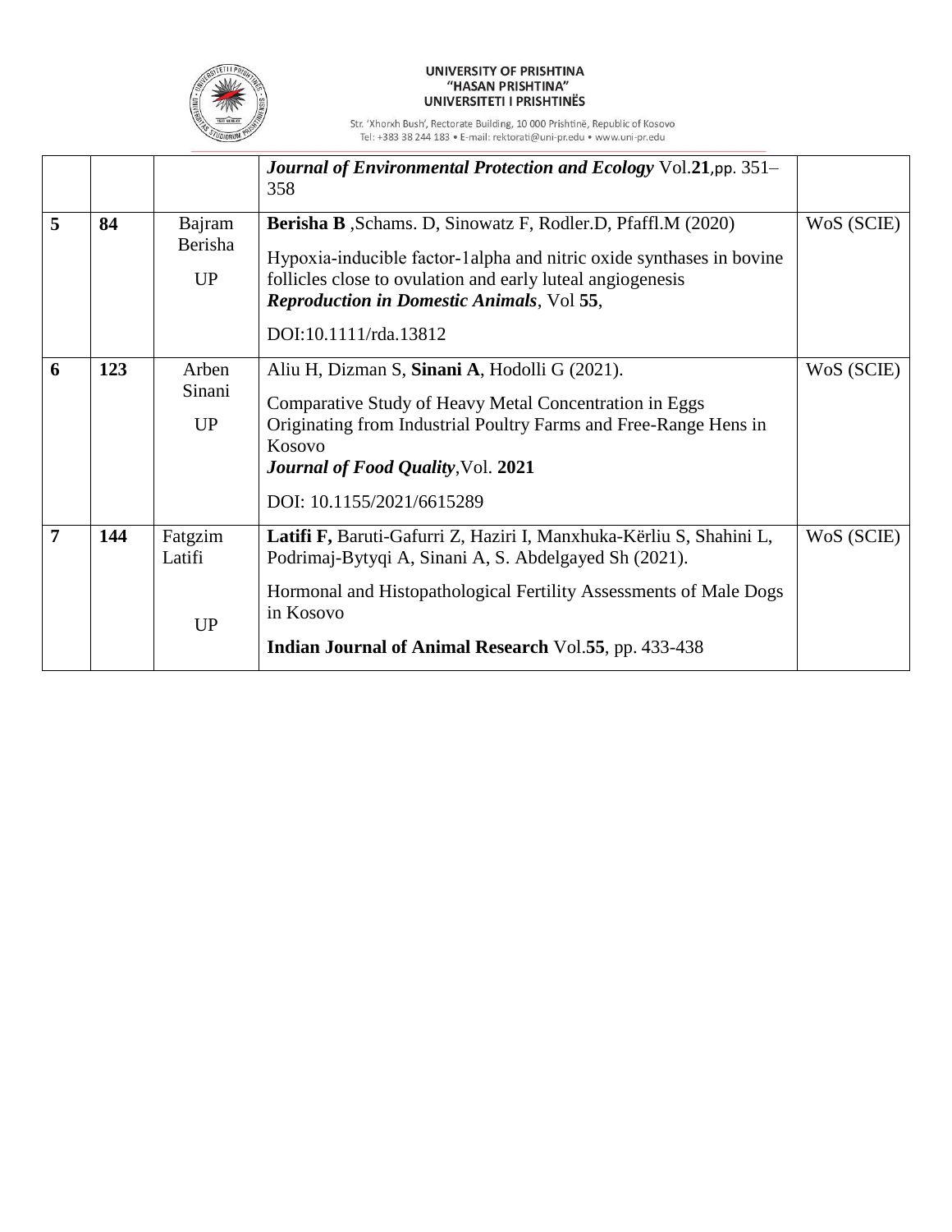| | | | | |
|---|---|---|---|---|
| | | | ***Journal of Environmental Protection and Ecology*** Vol.**21**,pp. 351–358 | |
| **5** | **84** | Bajram Berisha<br><br>UP | **Berisha B** ,Schams. D, Sinowatz F, Rodler.D, Pfaffl.M (2020)<br><br>Hypoxia-inducible factor-1alpha and nitric oxide synthases in bovine follicles close to ovulation and early luteal angiogenesis<br>***Reproduction in Domestic Animals***, Vol **55**,<br><br>DOI:10.1111/rda.13812 | WoS (SCIE) |
| **6** | **123** | Arben Sinani<br><br>UP | Aliu H, Dizman S, **Sinani A**, Hodolli G (2021).<br><br>Comparative Study of Heavy Metal Concentration in Eggs Originating from Industrial Poultry Farms and Free-Range Hens in Kosovo<br>***Journal of Food Quality***,Vol. **2021**<br><br>DOI: 10.1155/2021/6615289 | WoS (SCIE) |
| **7** | **144** | Fatgzim Latifi<br><br>UP | **Latifi F,** Baruti-Gafurri Z, Haziri I, Manxhuka-Kërliu S, Shahini L, Podrimaj-Bytyqi A, Sinani A, S. Abdelgayed Sh (2021).<br><br>Hormonal and Histopathological Fertility Assessments of Male Dogs in Kosovo<br><br>**Indian Journal of Animal Research** Vol.**55**, pp. 433-438 | WoS (SCIE) |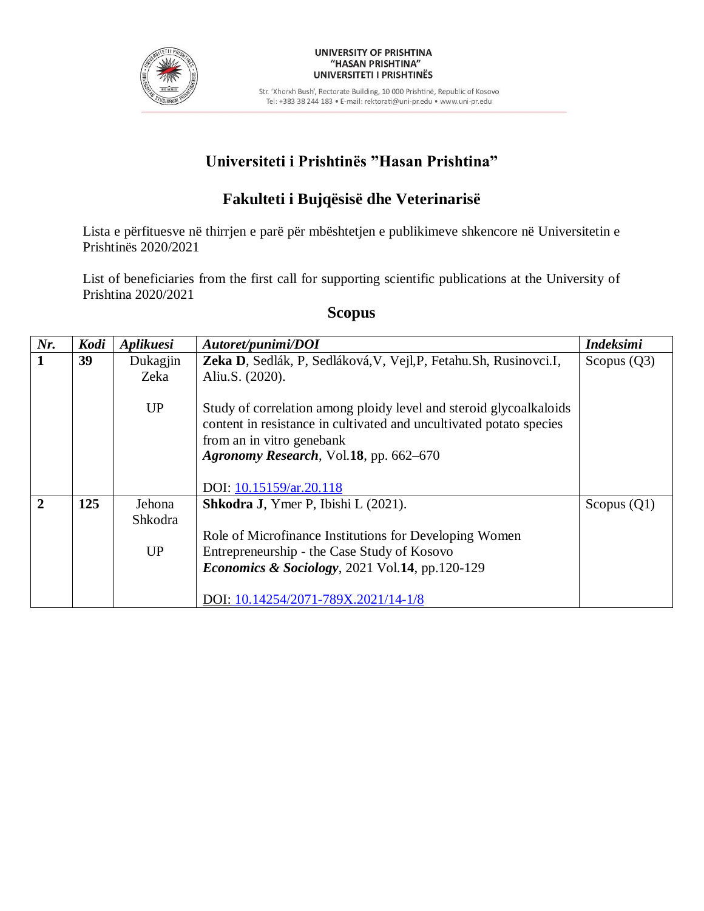# Universiteti i Prishtinës "Hasan Prishtina"

## Fakulteti i Bujqësisë dhe Veterinarisë

Lista e përfituesve në thirrjen e parë për mbështetjen e publikimeve shkencore në Universitetin e Prishtinës 2020/2021

List of beneficiaries from the first call for supporting scientific publications at the University of Prishtina 2020/2021

### Scopus

| *Nr.* | *Kodi* | *Aplikuesi* | *Autoret/punimi/DOI* | *Indeksimi* |
|---|---|---|---|---|
| **1** | **39** | Dukagjin Zeka<br><br>UP | **Zeka D**, Sedlák, P, Sedláková,V, Vejl,P, Fetahu.Sh, Rusinovci.I, Aliu.S. (2020).<br><br>Study of correlation among ploidy level and steroid glycoalkaloids content in resistance in cultivated and uncultivated potato species from an in vitro genebank<br>***Agronomy Research***, Vol.**18**, pp. 662–670<br><br>DOI: 10.15159/ar.20.118 | Scopus (Q3) |
| **2** | **125** | Jehona Shkodra<br><br>UP | **Shkodra J**, Ymer P, Ibishi L (2021).<br><br>Role of Microfinance Institutions for Developing Women Entrepreneurship - the Case Study of Kosovo<br>***Economics & Sociology***, 2021 Vol.**14**, pp.120-129<br><br>DOI: 10.14254/2071-789X.2021/14-1/8 | Scopus (Q1) |